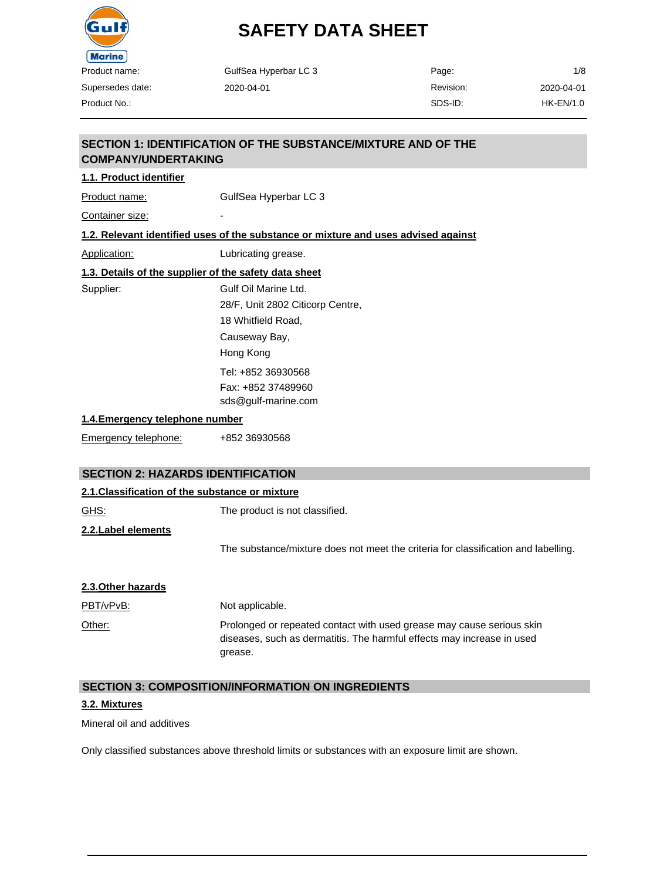# SAFETY DATA SHEET

| | | | |
|---|---|---|---|
| Product name: | GulfSea Hyperbar LC 3 | Page: | 1/8 |
| Supersedes date: | 2020-04-01 | Revision: | 2020-04-01 |
| Product No.: | | SDS-ID: | HK-EN/1.0 |

## SECTION 1: IDENTIFICATION OF THE SUBSTANCE/MIXTURE AND OF THE COMPANY/UNDERTAKING

### 1.1. Product identifier

Product name: GulfSea Hyperbar LC 3

Container size: -

### 1.2. Relevant identified uses of the substance or mixture and uses advised against

Application: Lubricating grease.

### 1.3. Details of the supplier of the safety data sheet

Supplier: Gulf Oil Marine Ltd.
28/F, Unit 2802 Citicorp Centre,
18 Whitfield Road,
Causeway Bay,
Hong Kong

Tel: +852 36930568
Fax: +852 37489960
sds@gulf-marine.com

### 1.4. Emergency telephone number

Emergency telephone: +852 36930568

## SECTION 2: HAZARDS IDENTIFICATION

### 2.1. Classification of the substance or mixture

GHS: The product is not classified.

### 2.2. Label elements

The substance/mixture does not meet the criteria for classification and labelling.

### 2.3. Other hazards

PBT/vPvB: Not applicable.

Other: Prolonged or repeated contact with used grease may cause serious skin diseases, such as dermatitis. The harmful effects may increase in used grease.

## SECTION 3: COMPOSITION/INFORMATION ON INGREDIENTS

### 3.2. Mixtures

Mineral oil and additives

Only classified substances above threshold limits or substances with an exposure limit are shown.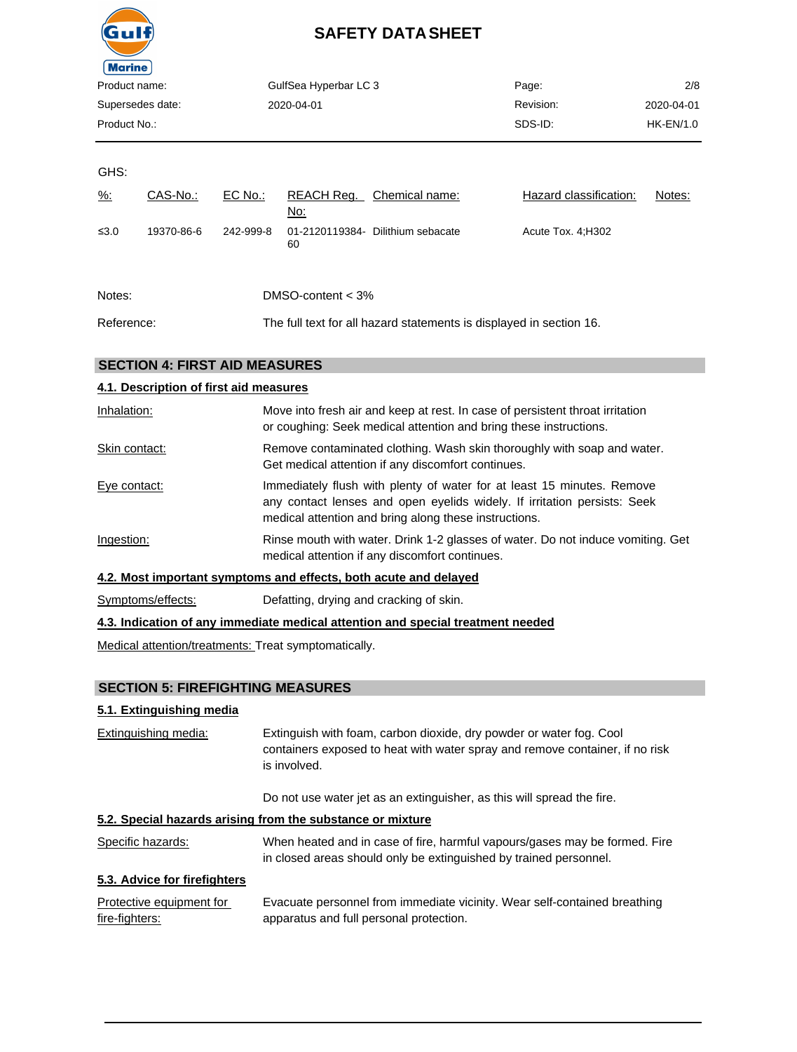GHS:

| %: | CAS-No.: | EC No.: | REACH Reg. No: | Chemical name: | Hazard classification: | Notes: |
|---|---|---|---|---|---|---|
| ≤3.0 | 19370-86-6 | 242-999-8 | 01-2120119384-60 | Dilithium sebacate | Acute Tox. 4;H302 | |

Notes: DMSO-content < 3%

Reference: The full text for all hazard statements is displayed in section 16.

## SECTION 4: FIRST AID MEASURES

### 4.1. Description of first aid measures

Inhalation: Move into fresh air and keep at rest. In case of persistent throat irritation or coughing: Seek medical attention and bring these instructions.

Skin contact: Remove contaminated clothing. Wash skin thoroughly with soap and water. Get medical attention if any discomfort continues.

Eye contact: Immediately flush with plenty of water for at least 15 minutes. Remove any contact lenses and open eyelids widely. If irritation persists: Seek medical attention and bring along these instructions.

Ingestion: Rinse mouth with water. Drink 1-2 glasses of water. Do not induce vomiting. Get medical attention if any discomfort continues.

### 4.2. Most important symptoms and effects, both acute and delayed

Symptoms/effects: Defatting, drying and cracking of skin.

### 4.3. Indication of any immediate medical attention and special treatment needed

Medical attention/treatments: Treat symptomatically.

## SECTION 5: FIREFIGHTING MEASURES

### 5.1. Extinguishing media

Extinguishing media: Extinguish with foam, carbon dioxide, dry powder or water fog. Cool containers exposed to heat with water spray and remove container, if no risk is involved.

Do not use water jet as an extinguisher, as this will spread the fire.

### 5.2. Special hazards arising from the substance or mixture

Specific hazards: When heated and in case of fire, harmful vapours/gases may be formed. Fire in closed areas should only be extinguished by trained personnel.

### 5.3. Advice for firefighters

Protective equipment for fire-fighters: Evacuate personnel from immediate vicinity. Wear self-contained breathing apparatus and full personal protection.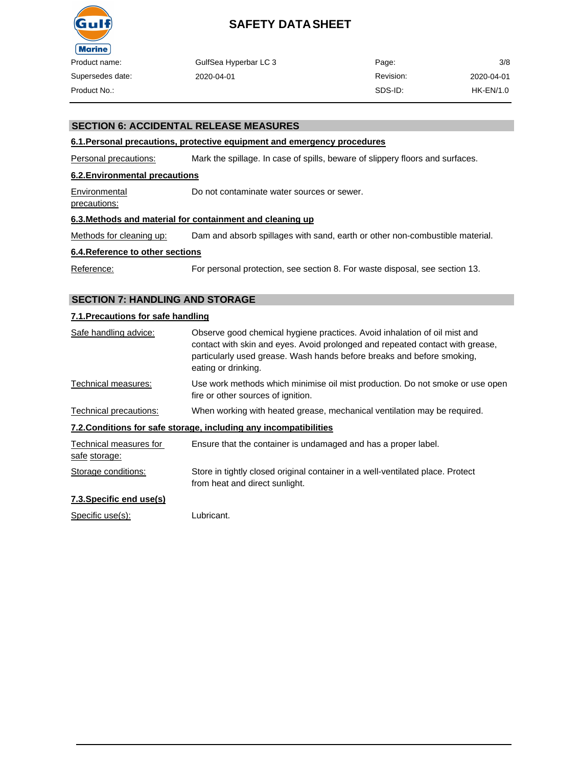## SECTION 6: ACCIDENTAL RELEASE MEASURES

### 6.1.Personal precautions, protective equipment and emergency procedures

Personal precautions: Mark the spillage. In case of spills, beware of slippery floors and surfaces.

### 6.2.Environmental precautions

Environmental precautions: Do not contaminate water sources or sewer.

### 6.3.Methods and material for containment and cleaning up

Methods for cleaning up: Dam and absorb spillages with sand, earth or other non-combustible material.

### 6.4.Reference to other sections

Reference: For personal protection, see section 8. For waste disposal, see section 13.

## SECTION 7: HANDLING AND STORAGE

### 7.1.Precautions for safe handling

Safe handling advice: Observe good chemical hygiene practices. Avoid inhalation of oil mist and contact with skin and eyes. Avoid prolonged and repeated contact with grease, particularly used grease. Wash hands before breaks and before smoking, eating or drinking.

Technical measures: Use work methods which minimise oil mist production. Do not smoke or use open fire or other sources of ignition.

Technical precautions: When working with heated grease, mechanical ventilation may be required.

### 7.2.Conditions for safe storage, including any incompatibilities

Technical measures for safe storage: Ensure that the container is undamaged and has a proper label.

Storage conditions: Store in tightly closed original container in a well-ventilated place. Protect from heat and direct sunlight.

### 7.3.Specific end use(s)

Specific use(s): Lubricant.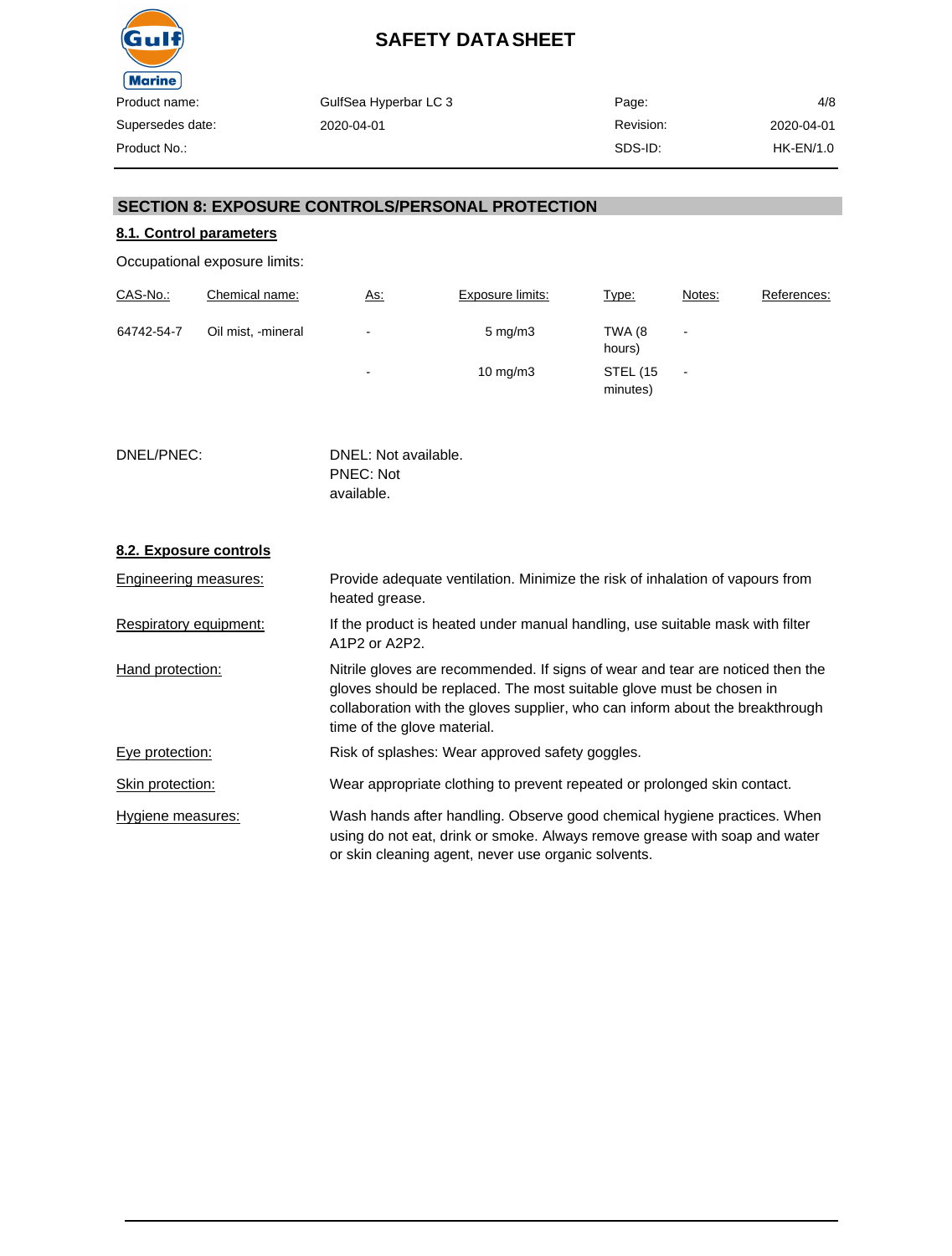## SECTION 8: EXPOSURE CONTROLS/PERSONAL PROTECTION

### 8.1. Control parameters

Occupational exposure limits:

| CAS-No.: | Chemical name: | As: | Exposure limits: | Type: | Notes: | References: |
|---|---|---|---|---|---|---|
| 64742-54-7 | Oil mist, -mineral | - | 5 mg/m3 | TWA (8 hours) | - | |
| | | - | 10 mg/m3 | STEL (15 minutes) | - | |

DNEL/PNEC: DNEL: Not available.
PNEC: Not available.

### 8.2. Exposure controls

**Engineering measures:** Provide adequate ventilation. Minimize the risk of inhalation of vapours from heated grease.

**Respiratory equipment:** If the product is heated under manual handling, use suitable mask with filter A1P2 or A2P2.

**Hand protection:** Nitrile gloves are recommended. If signs of wear and tear are noticed then the gloves should be replaced. The most suitable glove must be chosen in collaboration with the gloves supplier, who can inform about the breakthrough time of the glove material.

**Eye protection:** Risk of splashes: Wear approved safety goggles.

**Skin protection:** Wear appropriate clothing to prevent repeated or prolonged skin contact.

**Hygiene measures:** Wash hands after handling. Observe good chemical hygiene practices. When using do not eat, drink or smoke. Always remove grease with soap and water or skin cleaning agent, never use organic solvents.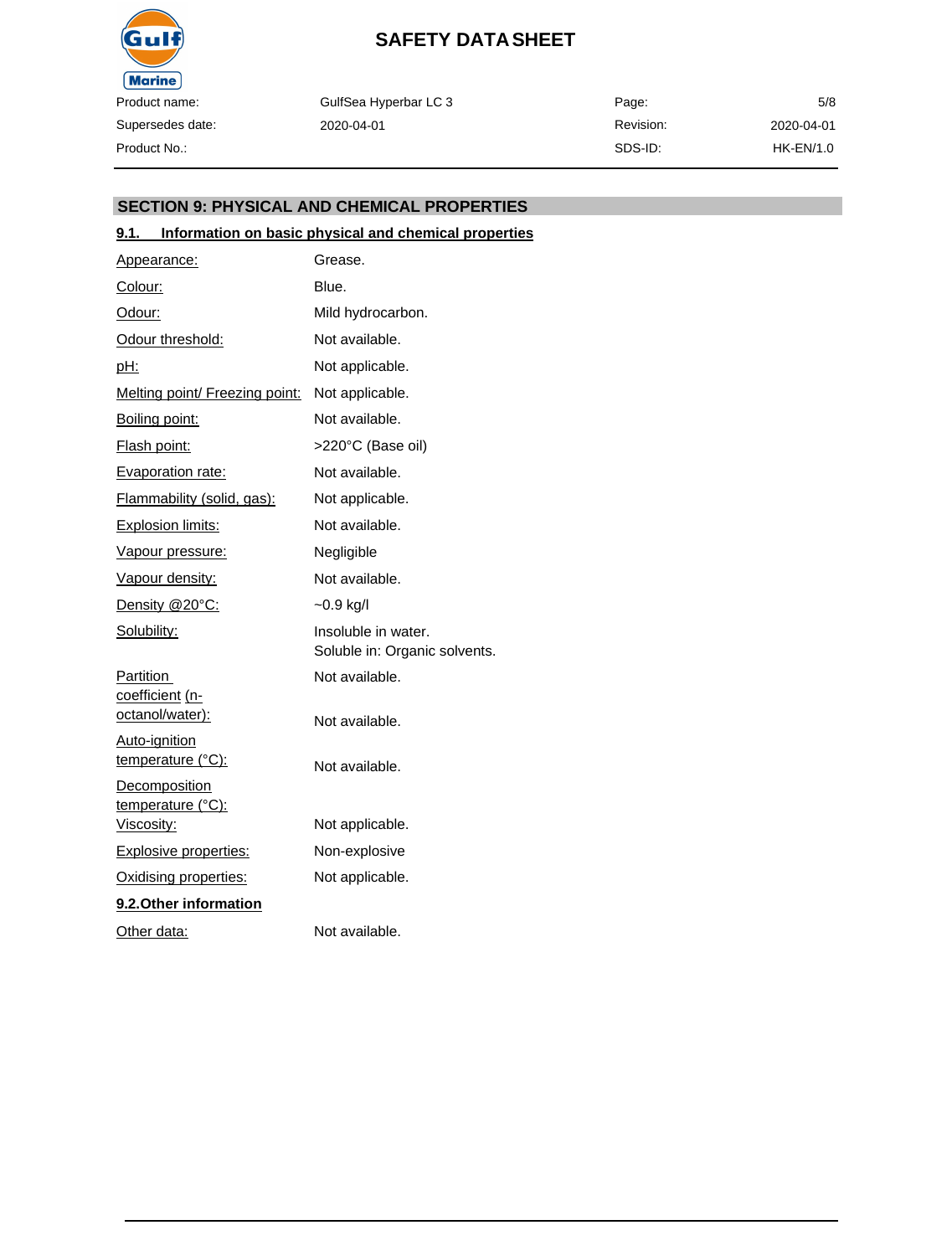## SECTION 9: PHYSICAL AND CHEMICAL PROPERTIES

### 9.1. Information on basic physical and chemical properties

| Property | Value |
|---|---|
| Appearance: | Grease. |
| Colour: | Blue. |
| Odour: | Mild hydrocarbon. |
| Odour threshold: | Not available. |
| pH: | Not applicable. |
| Melting point/ Freezing point: | Not applicable. |
| Boiling point: | Not available. |
| Flash point: | >220°C (Base oil) |
| Evaporation rate: | Not available. |
| Flammability (solid, gas): | Not applicable. |
| Explosion limits: | Not available. |
| Vapour pressure: | Negligible |
| Vapour density: | Not available. |
| Density @20°C: | ~0.9 kg/l |
| Solubility: | Insoluble in water.<br>Soluble in: Organic solvents. |
| Partition coefficient (n-octanol/water): | Not available. |
| Auto-ignition temperature (°C): | Not available. |
| Decomposition temperature (°C): | Not available. |
| Viscosity: | Not applicable. |
| Explosive properties: | Non-explosive |
| Oxidising properties: | Not applicable. |

### 9.2. Other information

| Property | Value |
|---|---|
| Other data: | Not available. |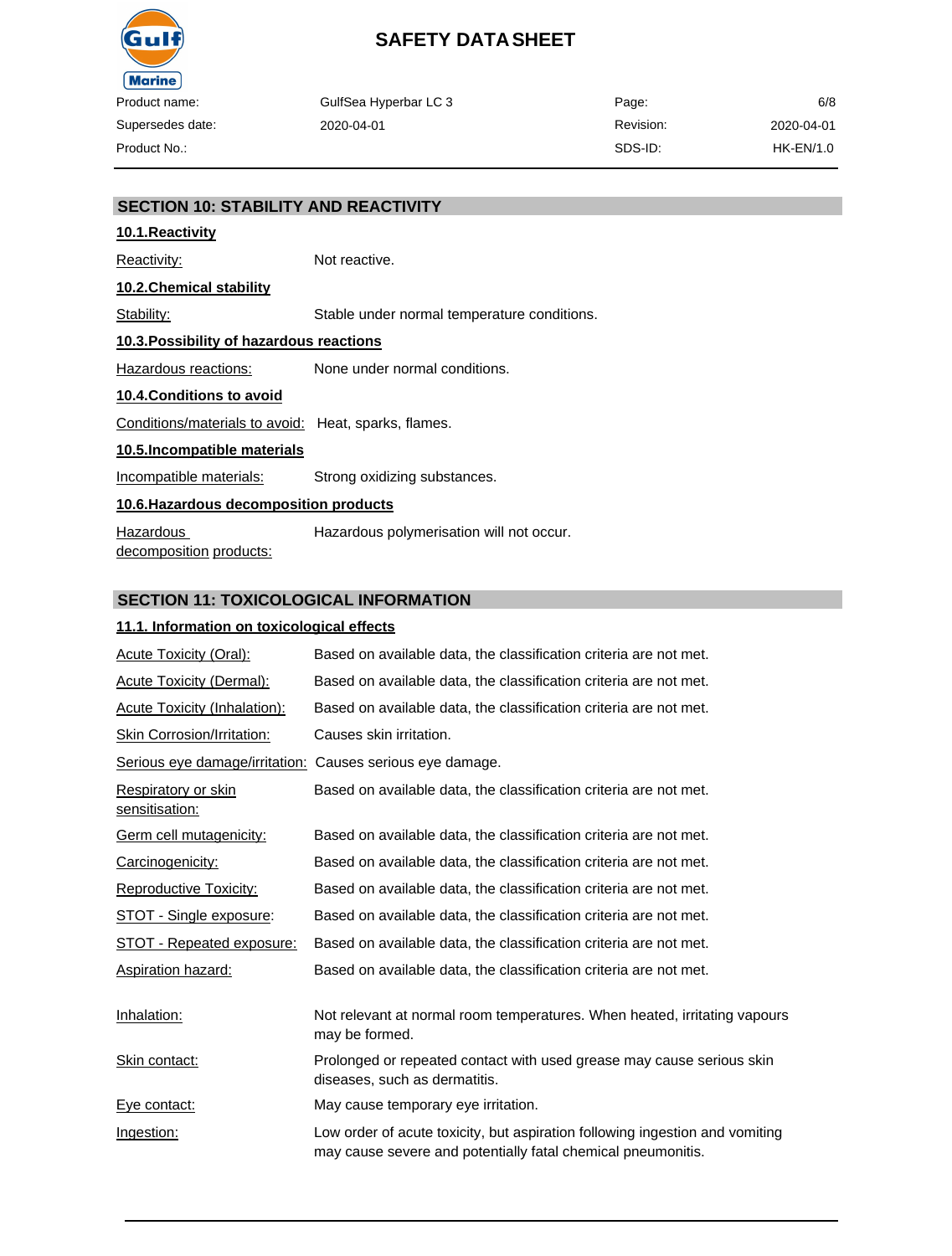## SECTION 10: STABILITY AND REACTIVITY

### 10.1.Reactivity

Reactivity: Not reactive.

### 10.2.Chemical stability

Stability: Stable under normal temperature conditions.

### 10.3.Possibility of hazardous reactions

Hazardous reactions: None under normal conditions.

### 10.4.Conditions to avoid

Conditions/materials to avoid: Heat, sparks, flames.

### 10.5.Incompatible materials

Incompatible materials: Strong oxidizing substances.

### 10.6.Hazardous decomposition products

Hazardous decomposition products: Hazardous polymerisation will not occur.

## SECTION 11: TOXICOLOGICAL INFORMATION

### 11.1. Information on toxicological effects

Acute Toxicity (Oral): Based on available data, the classification criteria are not met.

Acute Toxicity (Dermal): Based on available data, the classification criteria are not met.

Acute Toxicity (Inhalation): Based on available data, the classification criteria are not met.

Skin Corrosion/Irritation: Causes skin irritation.

Serious eye damage/irritation: Causes serious eye damage.

Respiratory or skin sensitisation: Based on available data, the classification criteria are not met.

Germ cell mutagenicity: Based on available data, the classification criteria are not met.

Carcinogenicity: Based on available data, the classification criteria are not met.

Reproductive Toxicity: Based on available data, the classification criteria are not met.

STOT - Single exposure: Based on available data, the classification criteria are not met.

STOT - Repeated exposure: Based on available data, the classification criteria are not met.

Aspiration hazard: Based on available data, the classification criteria are not met.

Inhalation: Not relevant at normal room temperatures. When heated, irritating vapours may be formed.

Skin contact: Prolonged or repeated contact with used grease may cause serious skin diseases, such as dermatitis.

Eye contact: May cause temporary eye irritation.

Ingestion: Low order of acute toxicity, but aspiration following ingestion and vomiting may cause severe and potentially fatal chemical pneumonitis.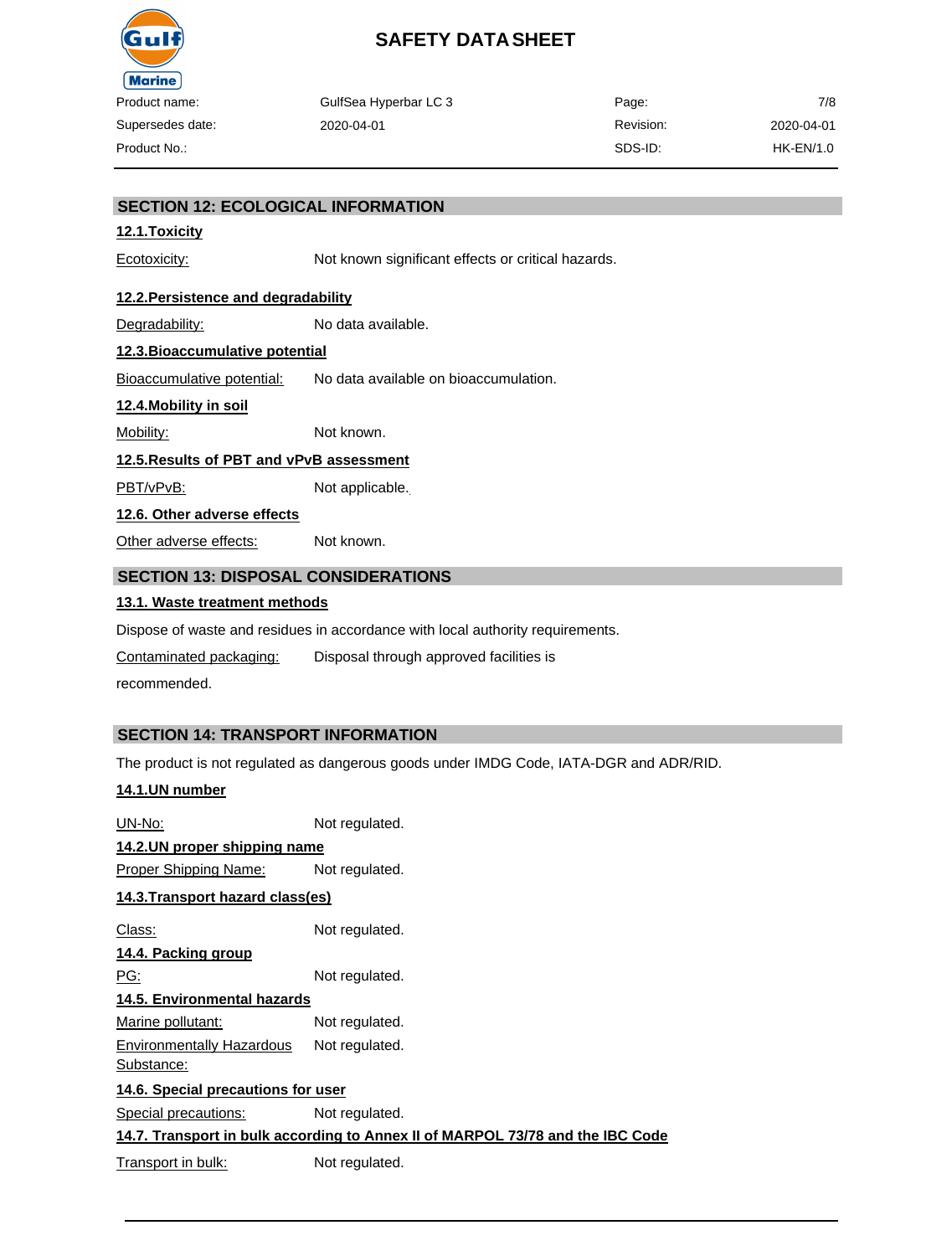## SECTION 12: ECOLOGICAL INFORMATION

### 12.1.Toxicity

Ecotoxicity: Not known significant effects or critical hazards.

### 12.2.Persistence and degradability

Degradability: No data available.

### 12.3.Bioaccumulative potential

Bioaccumulative potential: No data available on bioaccumulation.

### 12.4.Mobility in soil

Mobility: Not known.

### 12.5.Results of PBT and vPvB assessment

PBT/vPvB: Not applicable.

### 12.6. Other adverse effects

Other adverse effects: Not known.

## SECTION 13: DISPOSAL CONSIDERATIONS

### 13.1. Waste treatment methods

Dispose of waste and residues in accordance with local authority requirements.

Contaminated packaging: Disposal through approved facilities is recommended.

## SECTION 14: TRANSPORT INFORMATION

The product is not regulated as dangerous goods under IMDG Code, IATA-DGR and ADR/RID.

### 14.1.UN number

UN-No: Not regulated.

### 14.2.UN proper shipping name

Proper Shipping Name: Not regulated.

### 14.3.Transport hazard class(es)

Class: Not regulated.

### 14.4. Packing group

PG: Not regulated.

### 14.5. Environmental hazards

Marine pollutant: Not regulated.

Environmentally Hazardous Substance: Not regulated.

### 14.6. Special precautions for user

Special precautions: Not regulated.

### 14.7. Transport in bulk according to Annex II of MARPOL 73/78 and the IBC Code

Transport in bulk: Not regulated.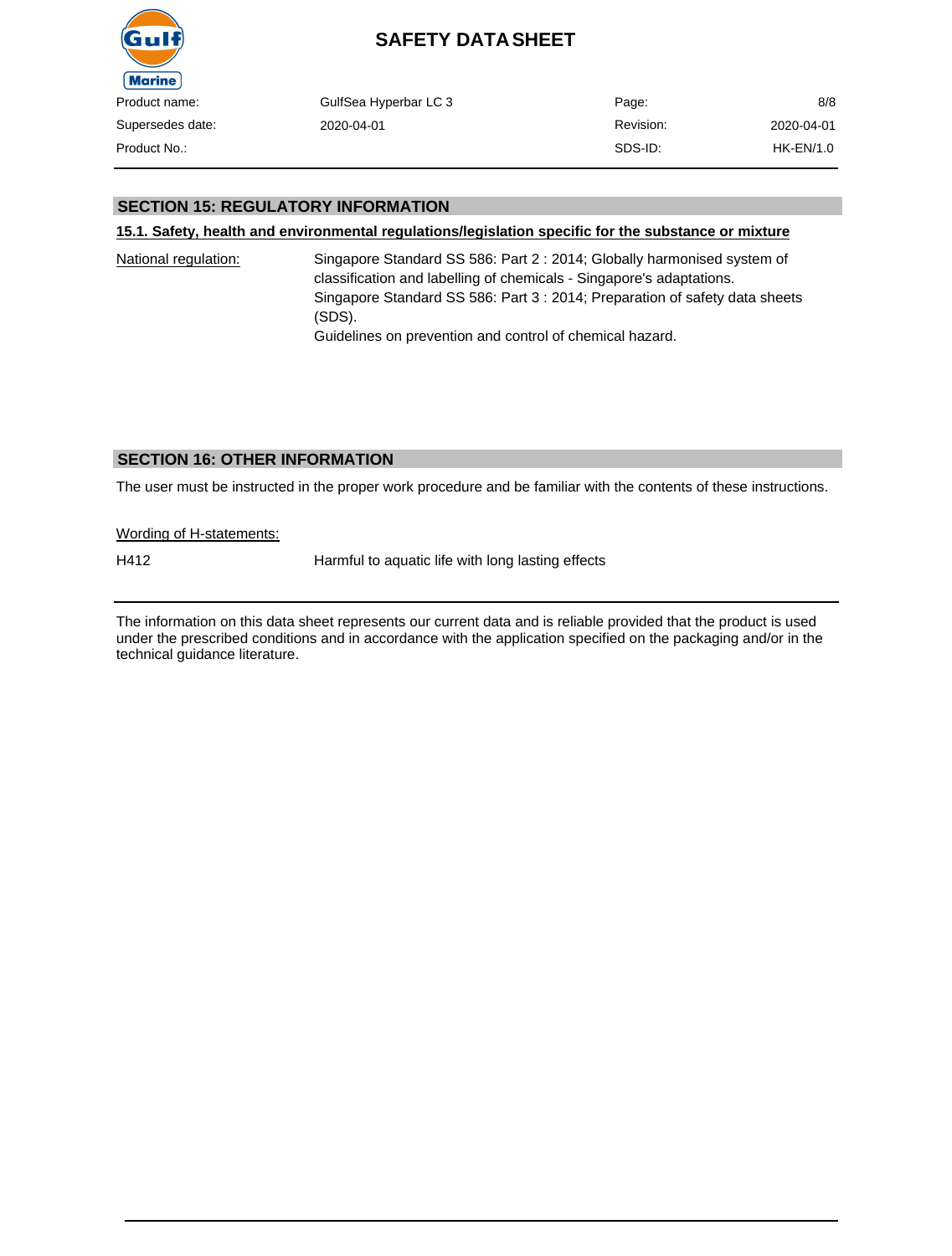## SECTION 15: REGULATORY INFORMATION

### 15.1. Safety, health and environmental regulations/legislation specific for the substance or mixture

| | |
|---|---|
| National regulation: | Singapore Standard SS 586: Part 2 : 2014; Globally harmonised system of classification and labelling of chemicals - Singapore's adaptations.<br>Singapore Standard SS 586: Part 3 : 2014; Preparation of safety data sheets (SDS).<br>Guidelines on prevention and control of chemical hazard. |

## SECTION 16: OTHER INFORMATION

The user must be instructed in the proper work procedure and be familiar with the contents of these instructions.

Wording of H-statements:

| | |
|---|---|
| H412 | Harmful to aquatic life with long lasting effects |

---

The information on this data sheet represents our current data and is reliable provided that the product is used under the prescribed conditions and in accordance with the application specified on the packaging and/or in the technical guidance literature.